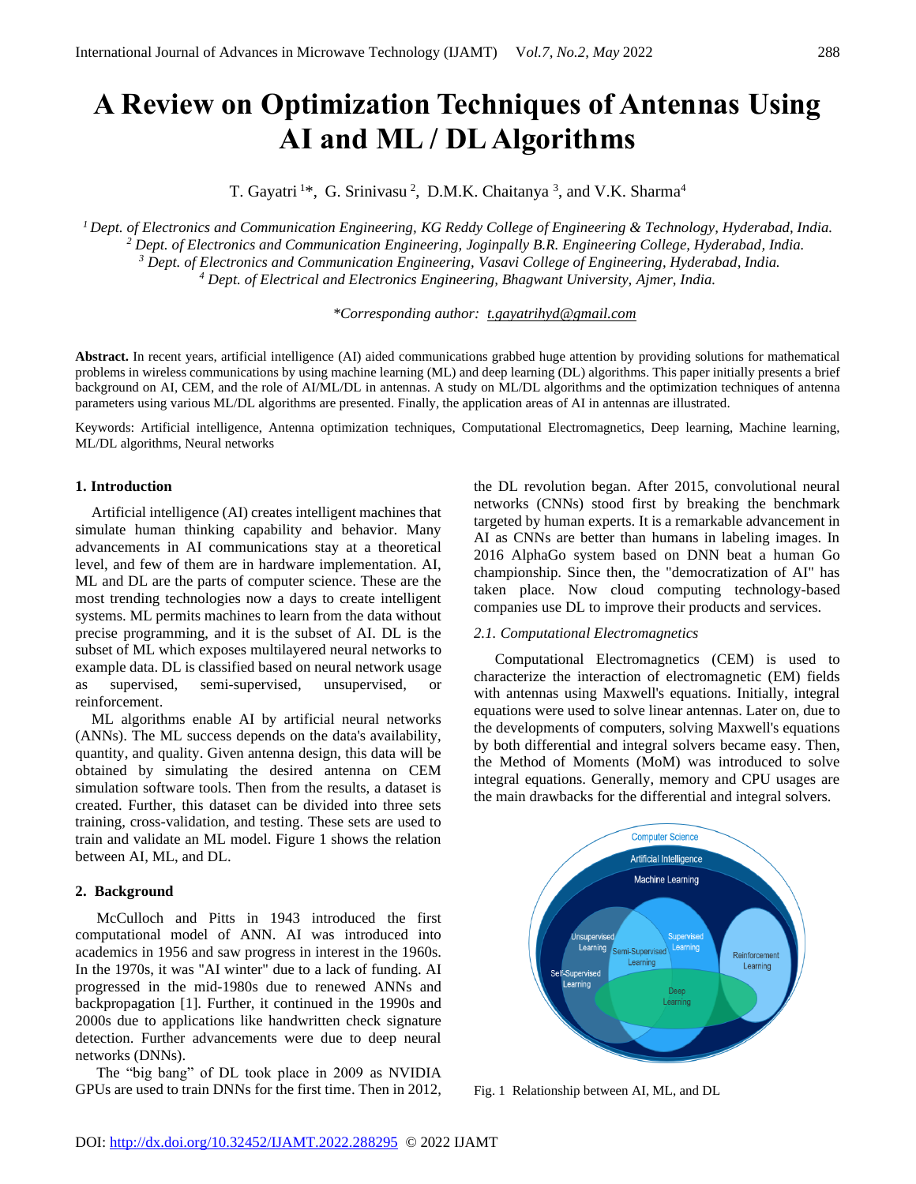# A Review on Optimization Techniques of Antennas Using AI and ML / DL Algorithms

T. Gayatri [1]*, G. Srinivasu [2], D.M.K. Chaitanya [3], and V.K. Sharma[4]

[1] *Dept. of Electronics and Communication Engineering, KG Reddy College of Engineering & Technology, Hyderabad, India.*
[2] *Dept. of Electronics and Communication Engineering, Jogipally B.R. Engineering College, Hyderabad, India.*
[3] *Dept. of Electronics and Communication Engineering, Vasavi College of Engineering, Hyderabad, India.*
[4] *Dept. of Electrical and Electronics Engineering, Bhagwant University, Ajmer, India.*

*\*Corresponding author: t.gayatrihyd@gmail.com*

**Abstract.** In recent years, artificial intelligence (AI) aided communications grabbed huge attention by providing solutions for mathematical problems in wireless communications by using machine learning (ML) and deep learning (DL) algorithms. This paper initially presents a brief background on AI, CEM, and the role of AI/ML/DL in antennas. A study on ML/DL algorithms and the optimization techniques of antenna parameters using various ML/DL algorithms are presented. Finally, the application areas of AI in antennas are illustrated.

Keywords: Artificial intelligence, Antenna optimization techniques, Computational Electromagnetics, Deep learning, Machine learning, ML/DL algorithms, Neural networks

## 1. Introduction

Artificial intelligence (AI) creates intelligent machines that simulate human thinking capability and behavior. Many advancements in AI communications stay at a theoretical level, and few of them are in hardware implementation. AI, ML and DL are the parts of computer science. These are the most trending technologies now a days to create intelligent systems. ML permits machines to learn from the data without precise programming, and it is the subset of AI. DL is the subset of ML which exposes multilayered neural networks to example data. DL is classified based on neural network usage as supervised, semi-supervised, unsupervised, or reinforcement.

ML algorithms enable AI by artificial neural networks (ANNs). The ML success depends on the data's availability, quantity, and quality. Given antenna design, this data will be obtained by simulating the desired antenna on CEM simulation software tools. Then from the results, a dataset is created. Further, this dataset can be divided into three sets training, cross-validation, and testing. These sets are used to train and validate an ML model. Figure 1 shows the relation between AI, ML, and DL.

## 2. Background

McCulloch and Pitts in 1943 introduced the first computational model of ANN. AI was introduced into academics in 1956 and saw progress in interest in the 1960s. In the 1970s, it was "AI winter" due to a lack of funding. AI progressed in the mid-1980s due to renewed ANNs and backpropagation [1]. Further, it continued in the 1990s and 2000s due to applications like handwritten check signature detection. Further advancements were due to deep neural networks (DNNs).

The "big bang" of DL took place in 2009 as NVIDIA GPUs are used to train DNNs for the first time. Then in 2012, the DL revolution began. After 2015, convolutional neural networks (CNNs) stood first by breaking the benchmark targeted by human experts. It is a remarkable advancement in AI as CNNs are better than humans in labeling images. In 2016 AlphaGo system based on DNN beat a human Go championship. Since then, the "democratization of AI" has taken place. Now cloud computing technology-based companies use DL to improve their products and services.

### *2.1. Computational Electromagnetics*

Computational Electromagnetics (CEM) is used to characterize the interaction of electromagnetic (EM) fields with antennas using Maxwell's equations. Initially, integral equations were used to solve linear antennas. Later on, due to the developments of computers, solving Maxwell's equations by both differential and integral solvers became easy. Then, the Method of Moments (MoM) was introduced to solve integral equations. Generally, memory and CPU usages are the main drawbacks for the differential and integral solvers.

Fig. 1 Relationship between AI, ML, and DL

DOI: http://dx.doi.org/10.32452/IJAMT.2022.288295 © 2022 IJAMT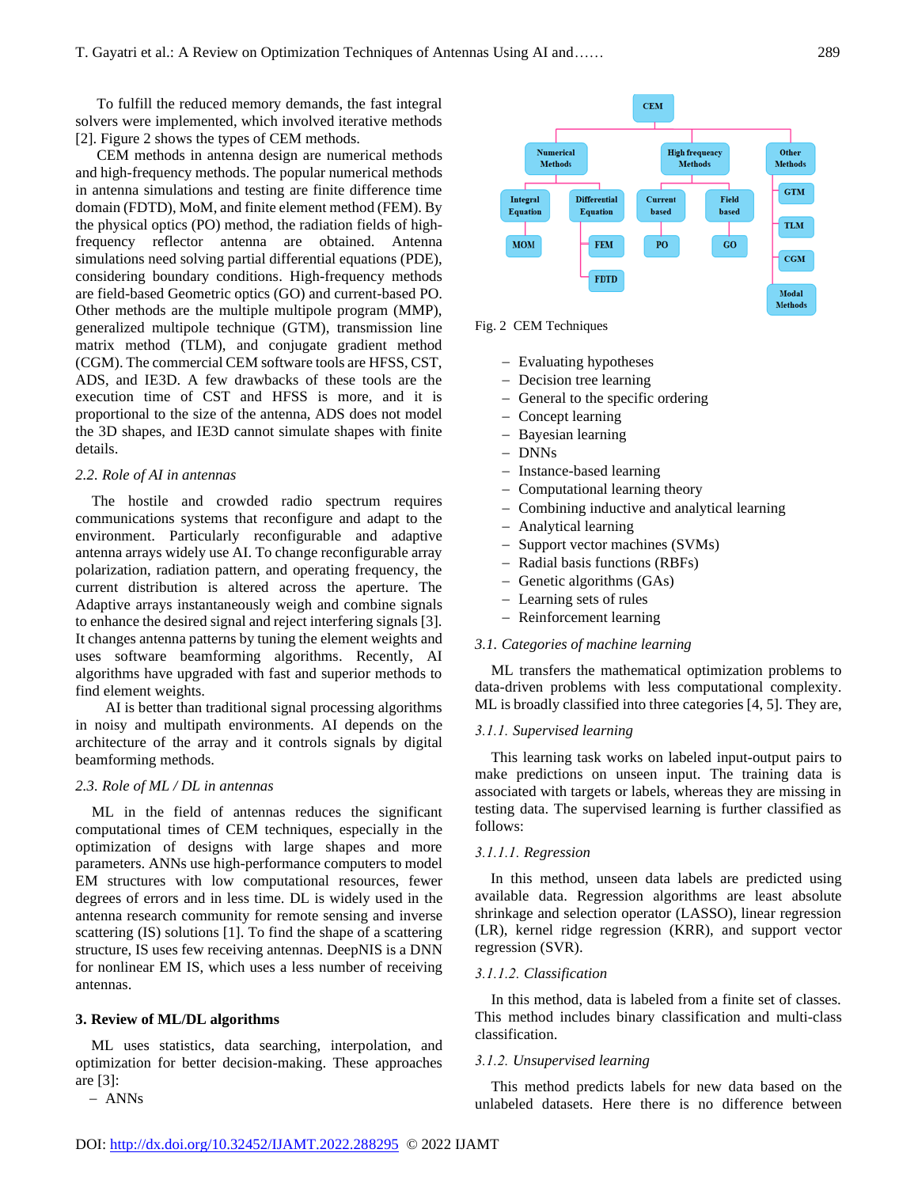To fulfill the reduced memory demands, the fast integral solvers were implemented, which involved iterative methods [2]. Figure 2 shows the types of CEM methods.

CEM methods in antenna design are numerical methods and high-frequency methods. The popular numerical methods in antenna simulations and testing are finite difference time domain (FDTD), MoM, and finite element method (FEM). By the physical optics (PO) method, the radiation fields of high-frequency reflector antenna are obtained. Antenna simulations need solving partial differential equations (PDE), considering boundary conditions. High-frequency methods are field-based Geometric optics (GO) and current-based PO. Other methods are the multiple multipole program (MMP), generalized multipole technique (GTM), transmission line matrix method (TLM), and conjugate gradient method (CGM). The commercial CEM software tools are HFSS, CST, ADS, and IE3D. A few drawbacks of these tools are the execution time of CST and HFSS is more, and it is proportional to the size of the antenna, ADS does not model the 3D shapes, and IE3D cannot simulate shapes with finite details.

### 2.2. Role of AI in antennas

The hostile and crowded radio spectrum requires communications systems that reconfigure and adapt to the environment. Particularly reconfigurable and adaptive antenna arrays widely use AI. To change reconfigurable array polarization, radiation pattern, and operating frequency, the current distribution is altered across the aperture. The Adaptive arrays instantaneously weigh and combine signals to enhance the desired signal and reject interfering signals [3]. It changes antenna patterns by tuning the element weights and uses software beamforming algorithms. Recently, AI algorithms have upgraded with fast and superior methods to find element weights.

AI is better than traditional signal processing algorithms in noisy and multipath environments. AI depends on the architecture of the array and it controls signals by digital beamforming methods.

### 2.3. Role of ML / DL in antennas

ML in the field of antennas reduces the significant computational times of CEM techniques, especially in the optimization of designs with large shapes and more parameters. ANNs use high-performance computers to model EM structures with low computational resources, fewer degrees of errors and in less time. DL is widely used in the antenna research community for remote sensing and inverse scattering (IS) solutions [1]. To find the shape of a scattering structure, IS uses few receiving antennas. DeepNIS is a DNN for nonlinear EM IS, which uses a less number of receiving antennas.

## 3. Review of ML/DL algorithms

ML uses statistics, data searching, interpolation, and optimization for better decision-making. These approaches are [3]:

- ANNs

CEM
- Numerical Methods
  - Integral Equation
    - MOM
  - Differential Equation
    - FEM
    - FDTD
- High frequency Methods
  - Current based
    - PO
  - Field based
    - GO
- Other Methods
  - GTM
  - TLM
  - CGM
  - Modal Methods

Fig. 2 CEM Techniques

- Evaluating hypotheses
- Decision tree learning
- General to the specific ordering
- Concept learning
- Bayesian learning
- DNNs
- Instance-based learning
- Computational learning theory
- Combining inductive and analytical learning
- Analytical learning
- Support vector machines (SVMs)
- Radial basis functions (RBFs)
- Genetic algorithms (GAs)
- Learning sets of rules
- Reinforcement learning

### 3.1. Categories of machine learning

ML transfers the mathematical optimization problems to data-driven problems with less computational complexity. ML is broadly classified into three categories [4, 5]. They are,

#### 3.1.1. Supervised learning

This learning task works on labeled input-output pairs to make predictions on unseen input. The training data is associated with targets or labels, whereas they are missing in testing data. The supervised learning is further classified as follows:

##### 3.1.1.1. Regression

In this method, unseen data labels are predicted using available data. Regression algorithms are least absolute shrinkage and selection operator (LASSO), linear regression (LR), kernel ridge regression (KRR), and support vector regression (SVR).

##### 3.1.1.2. Classification

In this method, data is labeled from a finite set of classes. This method includes binary classification and multi-class classification.

#### 3.1.2. Unsupervised learning

This method predicts labels for new data based on the unlabeled datasets. Here there is no difference between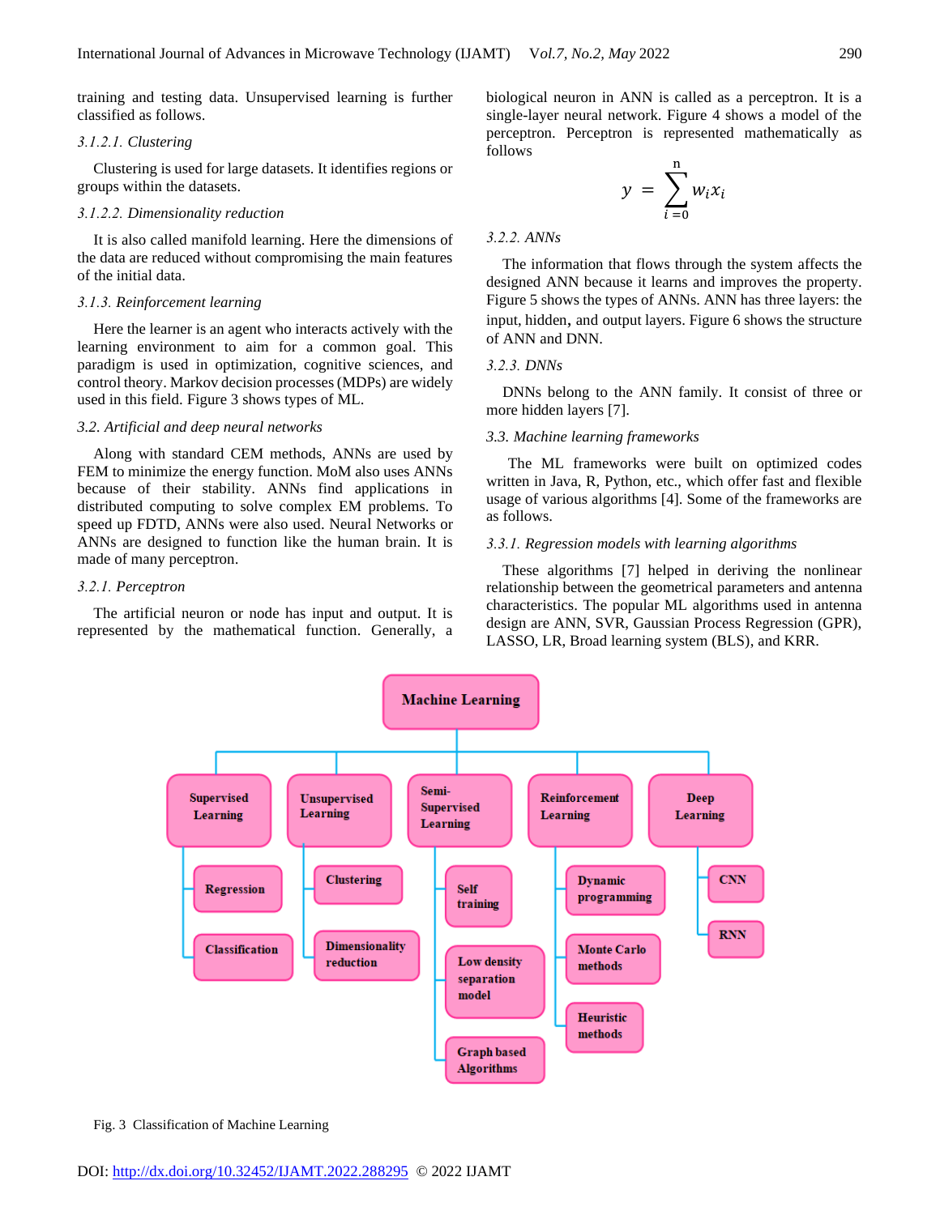training and testing data. Unsupervised learning is further classified as follows.

#### *3.1.2.1. Clustering*

Clustering is used for large datasets. It identifies regions or groups within the datasets.

#### *3.1.2.2. Dimensionality reduction*

It is also called manifold learning. Here the dimensions of the data are reduced without compromising the main features of the initial data.

### *3.1.3. Reinforcement learning*

Here the learner is an agent who interacts actively with the learning environment to aim for a common goal. This paradigm is used in optimization, cognitive sciences, and control theory. Markov decision processes (MDPs) are widely used in this field. Figure 3 shows types of ML.

## *3.2. Artificial and deep neural networks*

Along with standard CEM methods, ANNs are used by FEM to minimize the energy function. MoM also uses ANNs because of their stability. ANNs find applications in distributed computing to solve complex EM problems. To speed up FDTD, ANNs were also used. Neural Networks or ANNs are designed to function like the human brain. It is made of many perceptron.

### *3.2.1. Perceptron*

The artificial neuron or node has input and output. It is represented by the mathematical function. Generally, a biological neuron in ANN is called as a perceptron. It is a single-layer neural network. Figure 4 shows a model of the perceptron. Perceptron is represented mathematically as follows

$$y = \sum_{i=0}^{n} w_i x_i$$

### *3.2.2. ANNs*

The information that flows through the system affects the designed ANN because it learns and improves the property. Figure 5 shows the types of ANNs. ANN has three layers: the input, hidden, and output layers. Figure 6 shows the structure of ANN and DNN.

### *3.2.3. DNNs*

DNNs belong to the ANN family. It consist of three or more hidden layers [7].

## *3.3. Machine learning frameworks*

The ML frameworks were built on optimized codes written in Java, R, Python, etc., which offer fast and flexible usage of various algorithms [4]. Some of the frameworks are as follows.

### *3.3.1. Regression models with learning algorithms*

These algorithms [7] helped in deriving the nonlinear relationship between the geometrical parameters and antenna characteristics. The popular ML algorithms used in antenna design are ANN, SVR, Gaussian Process Regression (GPR), LASSO, LR, Broad learning system (BLS), and KRR.

- **Machine Learning**
  - **Supervised Learning**
    - Regression
    - Classification
  - **Unsupervised Learning**
    - Clustering
    - Dimensionality reduction
  - **Semi-Supervised Learning**
    - Self training
    - Low density separation model
    - Graph based Algorithms
  - **Reinforcement Learning**
    - Dynamic programming
    - Monte Carlo methods
    - Heuristic methods
  - **Deep Learning**
    - CNN
    - RNN

Fig. 3 Classification of Machine Learning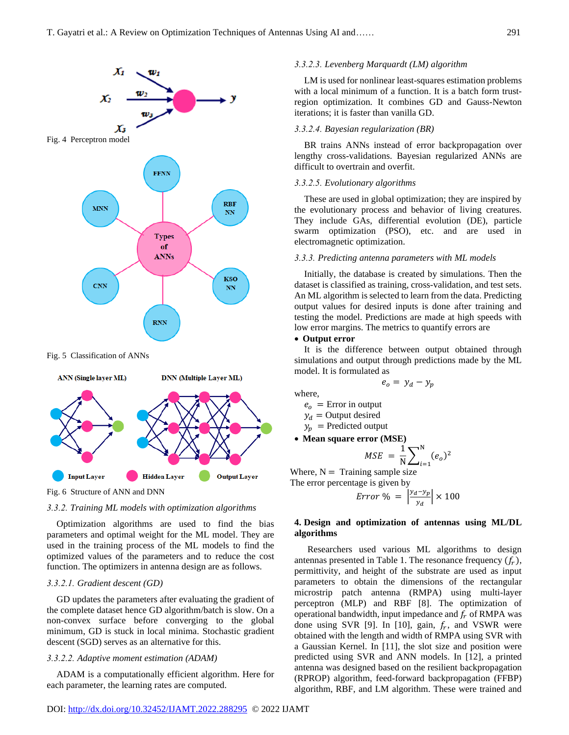Fig. 4 Perceptron model

Fig. 5 Classification of ANNs

Fig. 6 Structure of ANN and DNN

*3.3.2. Training ML models with optimization algorithms*

Optimization algorithms are used to find the bias parameters and optimal weight for the ML model. They are used in the training process of the ML models to find the optimized values of the parameters and to reduce the cost function. The optimizers in antenna design are as follows.

*3.3.2.1. Gradient descent (GD)*

GD updates the parameters after evaluating the gradient of the complete dataset hence GD algorithm/batch is slow. On a non-convex surface before converging to the global minimum, GD is stuck in local minima. Stochastic gradient descent (SGD) serves as an alternative for this.

*3.3.2.2. Adaptive moment estimation (ADAM)*

ADAM is a computationally efficient algorithm. Here for each parameter, the learning rates are computed.

*3.3.2.3. Levenberg Marquardt (LM) algorithm*

LM is used for nonlinear least-squares estimation problems with a local minimum of a function. It is a batch form trust-region optimization. It combines GD and Gauss-Newton iterations; it is faster than vanilla GD.

*3.3.2.4. Bayesian regularization (BR)*

BR trains ANNs instead of error backpropagation over lengthy cross-validations. Bayesian regularized ANNs are difficult to overtrain and overfit.

*3.3.2.5. Evolutionary algorithms*

These are used in global optimization; they are inspired by the evolutionary process and behavior of living creatures. They include GAs, differential evolution (DE), particle swarm optimization (PSO), etc. and are used in electromagnetic optimization.

*3.3.3. Predicting antenna parameters with ML models*

Initially, the database is created by simulations. Then the dataset is classified as training, cross-validation, and test sets. An ML algorithm is selected to learn from the data. Predicting output values for desired inputs is done after training and testing the model. Predictions are made at high speeds with low error margins. The metrics to quantify errors are

- **Output error**

It is the difference between output obtained through simulations and output through predictions made by the ML model. It is formulated as

$$e_o = y_d - y_p$$

where,

$e_o$ = Error in output
$y_d$ = Output desired
$y_p$ = Predicted output

- **Mean square error (MSE)**

$$MSE = \frac{1}{N}\sum_{i=1}^{N}(e_o)^2$$

Where, N = Training sample size
The error percentage is given by

$$Error\ \% = \left|\frac{y_d - y_p}{y_d}\right| \times 100$$

## 4. Design and optimization of antennas using ML/DL algorithms

Researchers used various ML algorithms to design antennas presented in Table 1. The resonance frequency ($f_r$), permittivity, and height of the substrate are used as input parameters to obtain the dimensions of the rectangular microstrip patch antenna (RMPA) using multi-layer perceptron (MLP) and RBF [8]. The optimization of operational bandwidth, input impedance and $f_r$ of RMPA was done using SVR [9]. In [10], gain, $f_r$, and VSWR were obtained with the length and width of RMPA using SVR with a Gaussian Kernel. In [11], the slot size and position were predicted using SVR and ANN models. In [12], a printed antenna was designed based on the resilient backpropagation (RPROP) algorithm, feed-forward backpropagation (FFBP) algorithm, RBF, and LM algorithm. These were trained and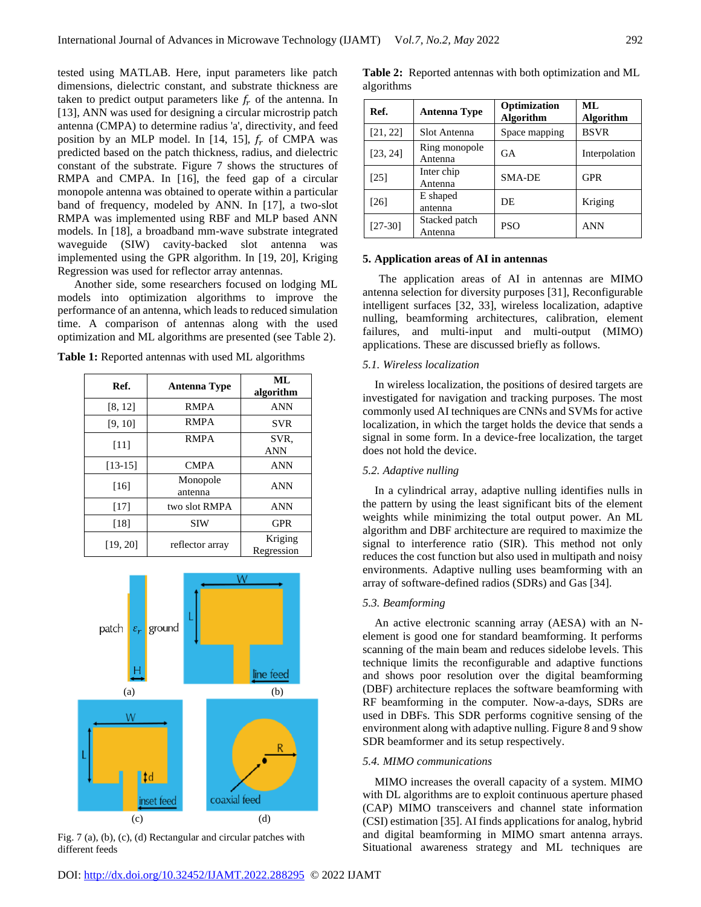tested using MATLAB. Here, input parameters like patch dimensions, dielectric constant, and substrate thickness are taken to predict output parameters like $f_r$ of the antenna. In [13], ANN was used for designing a circular microstrip patch antenna (CMPA) to determine radius 'a', directivity, and feed position by an MLP model. In [14, 15], $f_r$ of CMPA was predicted based on the patch thickness, radius, and dielectric constant of the substrate. Figure 7 shows the structures of RMPA and CMPA. In [16], the feed gap of a circular monopole antenna was obtained to operate within a particular band of frequency, modeled by ANN. In [17], a two-slot RMPA was implemented using RBF and MLP based ANN models. In [18], a broadband mm-wave substrate integrated waveguide (SIW) cavity-backed slot antenna was implemented using the GPR algorithm. In [19, 20], Kriging Regression was used for reflector array antennas.

Another side, some researchers focused on lodging ML models into optimization algorithms to improve the performance of an antenna, which leads to reduced simulation time. A comparison of antennas along with the used optimization and ML algorithms are presented (see Table 2).

**Table 1:** Reported antennas with used ML algorithms

| Ref. | Antenna Type | ML algorithm |
|---|---|---|
| [8, 12] | RMPA | ANN |
| [9, 10] | RMPA | SVR |
| [11] | RMPA | SVR, ANN |
| [13-15] | CMPA | ANN |
| [16] | Monopole antenna | ANN |
| [17] | two slot RMPA | ANN |
| [18] | SIW | GPR |
| [19, 20] | reflector array | Kriging Regression |

Fig. 7 (a), (b), (c), (d) Rectangular and circular patches with different feeds

**Table 2:** Reported antennas with both optimization and ML algorithms

| Ref. | Antenna Type | Optimization Algorithm | ML Algorithm |
|---|---|---|---|
| [21, 22] | Slot Antenna | Space mapping | BSVR |
| [23, 24] | Ring monopole Antenna | GA | Interpolation |
| [25] | Inter chip Antenna | SMA-DE | GPR |
| [26] | E shaped antenna | DE | Kriging |
| [27-30] | Stacked patch Antenna | PSO | ANN |

## 5. Application areas of AI in antennas

The application areas of AI in antennas are MIMO antenna selection for diversity purposes [31], Reconfigurable intelligent surfaces [32, 33], wireless localization, adaptive nulling, beamforming architectures, calibration, element failures, and multi-input and multi-output (MIMO) applications. These are discussed briefly as follows.

### *5.1. Wireless localization*

In wireless localization, the positions of desired targets are investigated for navigation and tracking purposes. The most commonly used AI techniques are CNNs and SVMs for active localization, in which the target holds the device that sends a signal in some form. In a device-free localization, the target does not hold the device.

### *5.2. Adaptive nulling*

In a cylindrical array, adaptive nulling identifies nulls in the pattern by using the least significant bits of the element weights while minimizing the total output power. An ML algorithm and DBF architecture are required to maximize the signal to interference ratio (SIR). This method not only reduces the cost function but also used in multipath and noisy environments. Adaptive nulling uses beamforming with an array of software-defined radios (SDRs) and Gas [34].

### *5.3. Beamforming*

An active electronic scanning array (AESA) with an N-element is good one for standard beamforming. It performs scanning of the main beam and reduces sidelobe levels. This technique limits the reconfigurable and adaptive functions and shows poor resolution over the digital beamforming (DBF) architecture replaces the software beamforming with RF beamforming in the computer. Now-a-days, SDRs are used in DBFs. This SDR performs cognitive sensing of the environment along with adaptive nulling. Figure 8 and 9 show SDR beamformer and its setup respectively.

### *5.4. MIMO communications*

MIMO increases the overall capacity of a system. MIMO with DL algorithms are to exploit continuous aperture phased (CAP) MIMO transceivers and channel state information (CSI) estimation [35]. AI finds applications for analog, hybrid and digital beamforming in MIMO smart antenna arrays. Situational awareness strategy and ML techniques are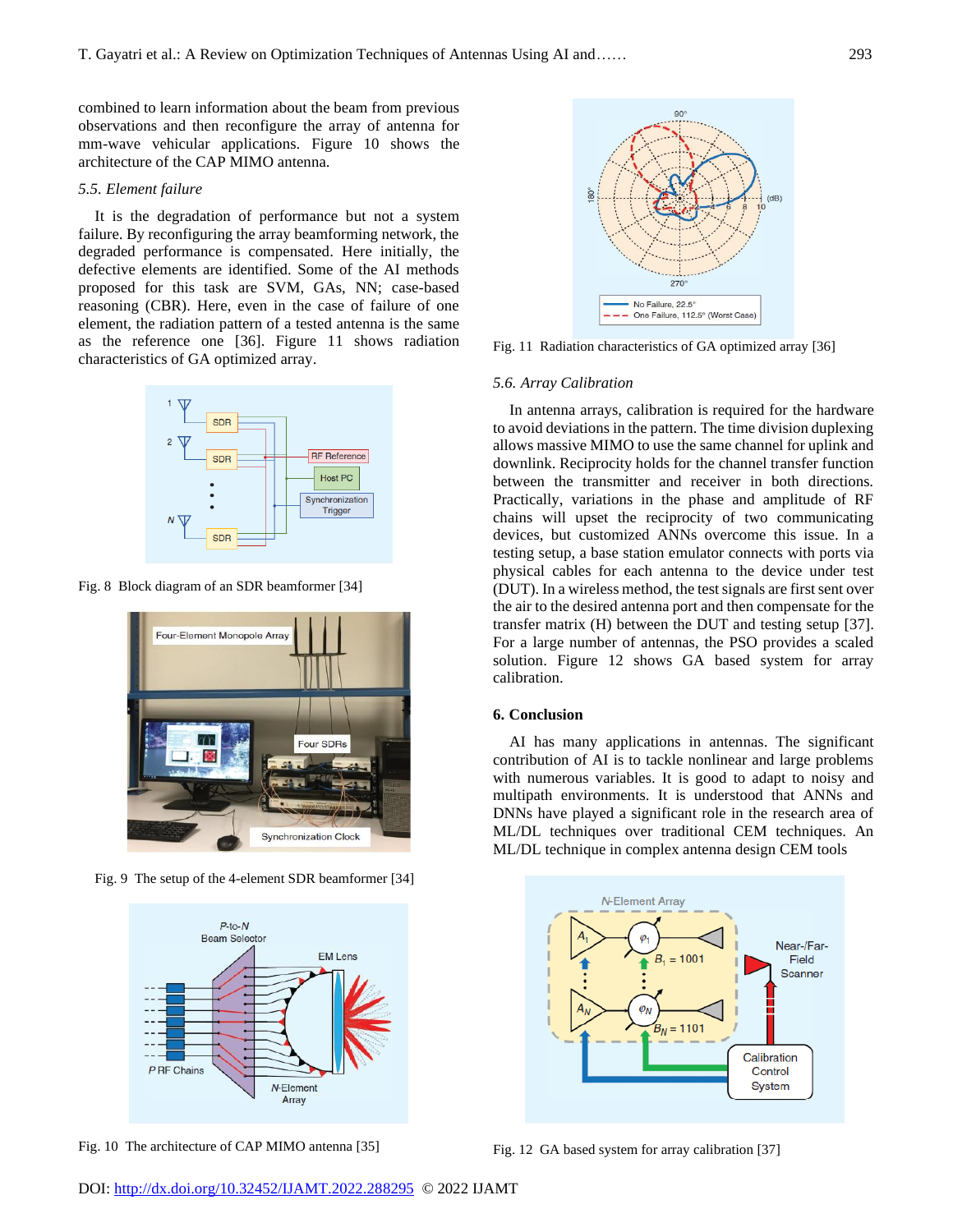combined to learn information about the beam from previous observations and then reconfigure the array of antenna for mm-wave vehicular applications. Figure 10 shows the architecture of the CAP MIMO antenna.

### *5.5. Element failure*

It is the degradation of performance but not a system failure. By reconfiguring the array beamforming network, the degraded performance is compensated. Here initially, the defective elements are identified. Some of the AI methods proposed for this task are SVM, GAs, NN; case-based reasoning (CBR). Here, even in the case of failure of one element, the radiation pattern of a tested antenna is the same as the reference one [36]. Figure 11 shows radiation characteristics of GA optimized array.

Fig. 8 Block diagram of an SDR beamformer [34]

Fig. 9 The setup of the 4-element SDR beamformer [34]

Fig. 10 The architecture of CAP MIMO antenna [35]

Fig. 11 Radiation characteristics of GA optimized array [36]

### *5.6. Array Calibration*

In antenna arrays, calibration is required for the hardware to avoid deviations in the pattern. The time division duplexing allows massive MIMO to use the same channel for uplink and downlink. Reciprocity holds for the channel transfer function between the transmitter and receiver in both directions. Practically, variations in the phase and amplitude of RF chains will upset the reciprocity of two communicating devices, but customized ANNs overcome this issue. In a testing setup, a base station emulator connects with ports via physical cables for each antenna to the device under test (DUT). In a wireless method, the test signals are first sent over the air to the desired antenna port and then compensate for the transfer matrix (H) between the DUT and testing setup [37]. For a large number of antennas, the PSO provides a scaled solution. Figure 12 shows GA based system for array calibration.

## 6. Conclusion

AI has many applications in antennas. The significant contribution of AI is to tackle nonlinear and large problems with numerous variables. It is good to adapt to noisy and multipath environments. It is understood that ANNs and DNNs have played a significant role in the research area of ML/DL techniques over traditional CEM techniques. An ML/DL technique in complex antenna design CEM tools

Fig. 12 GA based system for array calibration [37]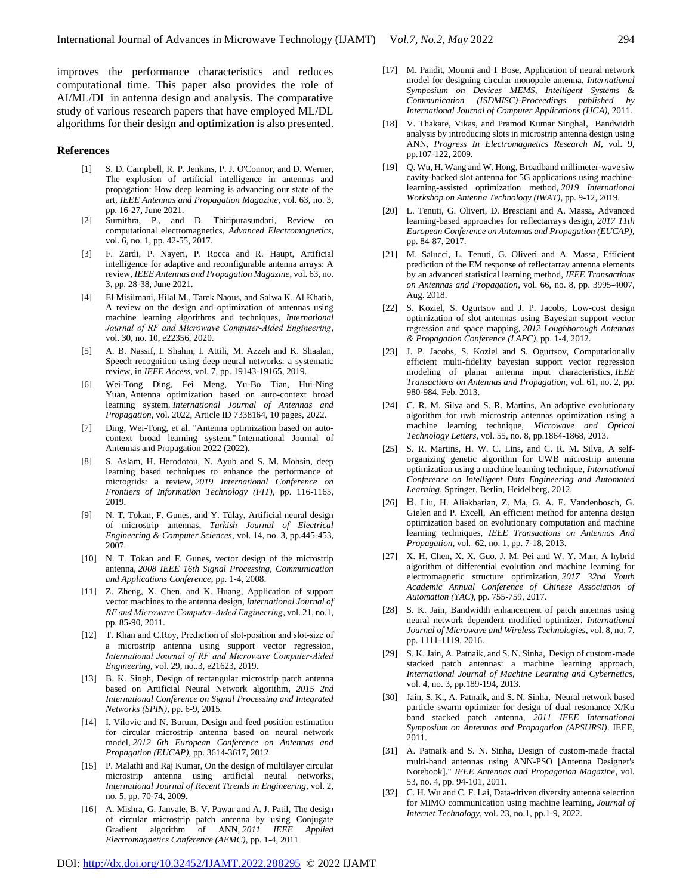improves the performance characteristics and reduces computational time. This paper also provides the role of AI/ML/DL in antenna design and analysis. The comparative study of various research papers that have employed ML/DL algorithms for their design and optimization is also presented.

## References

[1] S. D. Campbell, R. P. Jenkins, P. J. O'Connor, and D. Werner, The explosion of artificial intelligence in antennas and propagation: How deep learning is advancing our state of the art, *IEEE Antennas and Propagation Magazine*, vol. 63, no. 3, pp. 16-27, June 2021.

[2] Sumithra, P., and D. Thiripurasundari, Review on computational electromagnetics, *Advanced Electromagnetics*, vol. 6, no. 1, pp. 42-55, 2017.

[3] F. Zardi, P. Nayeri, P. Rocca and R. Haupt, Artificial intelligence for adaptive and reconfigurable antenna arrays: A review, *IEEE Antennas and Propagation Magazine*, vol. 63, no. 3, pp. 28-38, June 2021.

[4] El Misilmani, Hilal M., Tarek Naous, and Salwa K. Al Khatib, A review on the design and optimization of antennas using machine learning algorithms and techniques, *International Journal of RF and Microwave Computer-Aided Engineering*, vol. 30, no. 10, e22356, 2020.

[5] A. B. Nassif, I. Shahin, I. Attili, M. Azzeh and K. Shaalan, Speech recognition using deep neural networks: a systematic review, in *IEEE Access*, vol. 7, pp. 19143-19165, 2019.

[6] Wei-Tong Ding, Fei Meng, Yu-Bo Tian, Hui-Ning Yuan, Antenna optimization based on auto-context broad learning system, *International Journal of Antennas and Propagation*, vol. 2022, Article ID 7338164, 10 pages, 2022.

[7] Ding, Wei-Tong, et al. "Antenna optimization based on auto-context broad learning system." International Journal of Antennas and Propagation 2022 (2022).

[8] S. Aslam, H. Herodotou, N. Ayub and S. M. Mohsin, deep learning based techniques to enhance the performance of microgrids: a review, *2019 International Conference on Frontiers of Information Technology (FIT)*, pp. 116-1165, 2019.

[9] N. T. Tokan, F. Gunes, and Y. Tülay, Artificial neural design of microstrip antennas, *Turkish Journal of Electrical Engineering & Computer Sciences*, vol. 14, no. 3, pp.445-453, 2007.

[10] N. T. Tokan and F. Gunes, vector design of the microstrip antenna, *2008 IEEE 16th Signal Processing, Communication and Applications Conference*, pp. 1-4, 2008.

[11] Z. Zheng, X. Chen, and K. Huang, Application of support vector machines to the antenna design, *International Journal of RF and Microwave Computer-Aided Engineering*, vol. 21, no.1, pp. 85-90, 2011.

[12] T. Khan and C.Roy, Prediction of slot-position and slot-size of a microstrip antenna using support vector regression, *International Journal of RF and Microwave Computer-Aided Engineering*, vol. 29, no..3, e21623, 2019.

[13] B. K. Singh, Design of rectangular microstrip patch antenna based on Artificial Neural Network algorithm, *2015 2nd International Conference on Signal Processing and Integrated Networks (SPIN)*, pp. 6-9, 2015.

[14] I. Vilovic and N. Burum, Design and feed position estimation for circular microstrip antenna based on neural network model, *2012 6th European Conference on Antennas and Propagation (EUCAP)*, pp. 3614-3617, 2012.

[15] P. Malathi and Raj Kumar, On the design of multilayer circular microstrip antenna using artificial neural networks, *International Journal of Recent Ttrends in Engineering*, vol. 2, no. 5, pp. 70-74, 2009.

[16] A. Mishra, G. Janvale, B. V. Pawar and A. J. Patil, The design of circular microstrip patch antenna by using Conjugate Gradient algorithm of ANN, *2011 IEEE Applied Electromagnetics Conference (AEMC)*, pp. 1-4, 2011

[17] M. Pandit, Moumi and T Bose, Application of neural network model for designing circular monopole antenna, *International Symposium on Devices MEMS, Intelligent Systems & Communication (ISDMISC)-Proceedings published by International Journal of Computer Applications (IJCA)*, 2011.

[18] V. Thakare, Vikas, and Pramod Kumar Singhal, Bandwidth analysis by introducing slots in microstrip antenna design using ANN, *Progress In Electromagnetics Research M*, vol. 9, pp.107-122, 2009.

[19] Q. Wu, H. Wang and W. Hong, Broadband millimeter-wave siw cavity-backed slot antenna for 5G applications using machine-learning-assisted optimization method, *2019 International Workshop on Antenna Technology (iWAT)*, pp. 9-12, 2019.

[20] L. Tenuti, G. Oliveri, D. Bresciani and A. Massa, Advanced learning-based approaches for reflectarrays design, *2017 11th European Conference on Antennas and Propagation (EUCAP)*, pp. 84-87, 2017.

[21] M. Salucci, L. Tenuti, G. Oliveri and A. Massa, Efficient prediction of the EM response of reflectarray antenna elements by an advanced statistical learning method, *IEEE Transactions on Antennas and Propagation*, vol. 66, no. 8, pp. 3995-4007, Aug. 2018.

[22] S. Koziel, S. Ogurtsov and J. P. Jacobs, Low-cost design optimization of slot antennas using Bayesian support vector regression and space mapping, *2012 Loughborough Antennas & Propagation Conference (LAPC)*, pp. 1-4, 2012.

[23] J. P. Jacobs, S. Koziel and S. Ogurtsov, Computationally efficient multi-fidelity bayesian support vector regression modeling of planar antenna input characteristics, *IEEE Transactions on Antennas and Propagation*, vol. 61, no. 2, pp. 980-984, Feb. 2013.

[24] C. R. M. Silva and S. R. Martins, An adaptive evolutionary algorithm for uwb microstrip antennas optimization using a machine learning technique, *Microwave and Optical Technology Letters*, vol. 55, no. 8, pp.1864-1868, 2013.

[25] S. R. Martins, H. W. C. Lins, and C. R. M. Silva, A self-organizing genetic algorithm for UWB microstrip antenna optimization using a machine learning technique, *International Conference on Intelligent Data Engineering and Automated Learning*, Springer, Berlin, Heidelberg, 2012.

[26] B. Liu, H. Aliakbarian, Z. Ma, G. A. E. Vandenbosch, G. Gielen and P. Excell, An efficient method for antenna design optimization based on evolutionary computation and machine learning techniques, *IEEE Transactions on Antennas And Propagation*, vol. 62, no. 1, pp. 7-18, 2013.

[27] X. H. Chen, X. X. Guo, J. M. Pei and W. Y. Man, A hybrid algorithm of differential evolution and machine learning for electromagnetic structure optimization, *2017 32nd Youth Academic Annual Conference of Chinese Association of Automation (YAC)*, pp. 755-759, 2017.

[28] S. K. Jain, Bandwidth enhancement of patch antennas using neural network dependent modified optimizer, *International Journal of Microwave and Wireless Technologies*, vol. 8, no. 7, pp. 1111-1119, 2016.

[29] S. K. Jain, A. Patnaik, and S. N. Sinha, Design of custom-made stacked patch antennas: a machine learning approach, *International Journal of Machine Learning and Cybernetics*, vol. 4, no. 3, pp.189-194, 2013.

[30] Jain, S. K., A. Patnaik, and S. N. Sinha, Neural network based particle swarm optimizer for design of dual resonance X/Ku band stacked patch antenna, *2011 IEEE International Symposium on Antennas and Propagation (APSURSI)*. IEEE, 2011.

[31] A. Patnaik and S. N. Sinha, Design of custom-made fractal multi-band antennas using ANN-PSO [Antenna Designer's Notebook]." *IEEE Antennas and Propagation Magazine*, vol. 53, no. 4, pp. 94-101, 2011.

[32] C. H. Wu and C. F. Lai, Data-driven diversity antenna selection for MIMO communication using machine learning, *Journal of Internet Technology*, vol. 23, no.1, pp.1-9, 2022.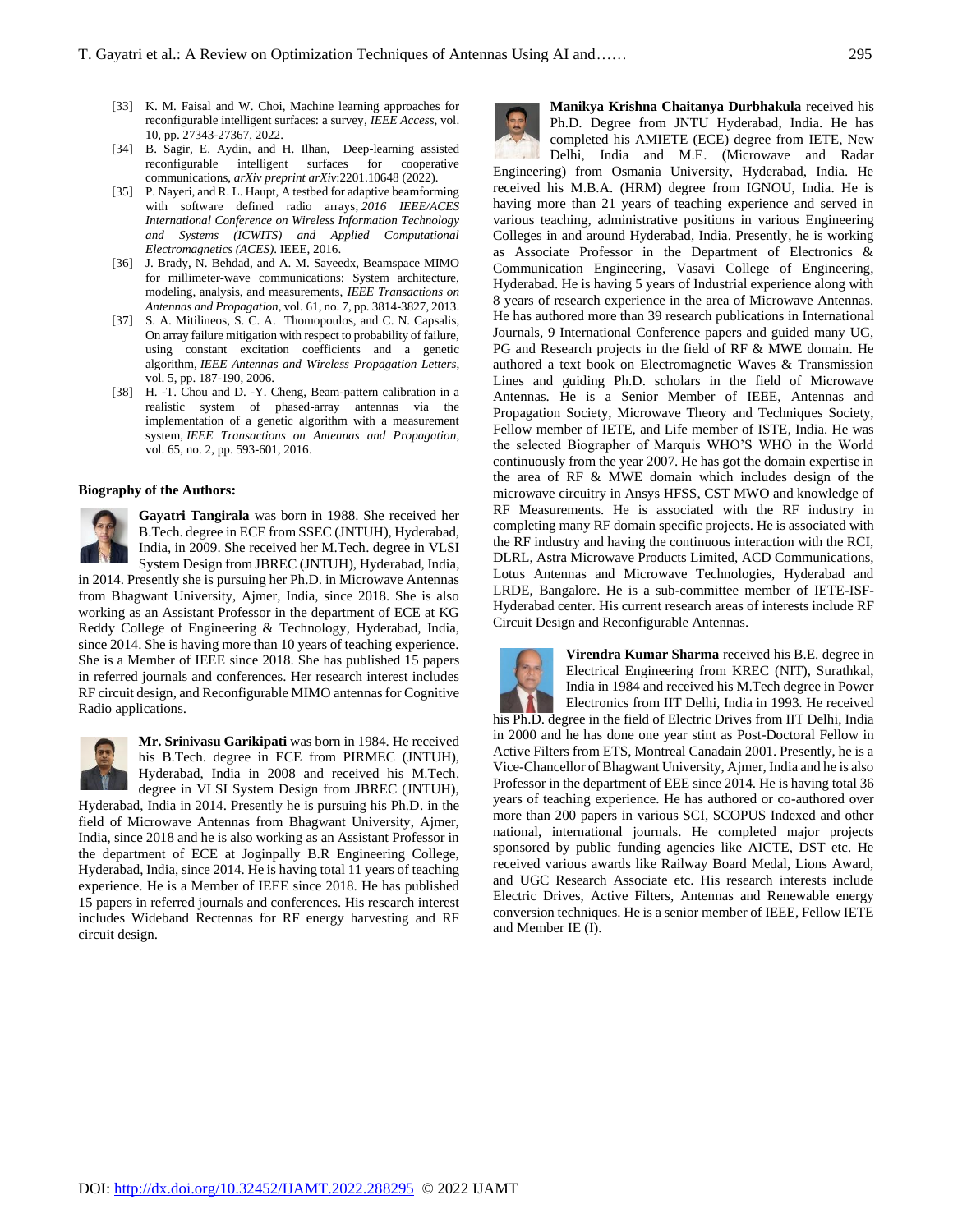[33] K. M. Faisal and W. Choi, Machine learning approaches for reconfigurable intelligent surfaces: a survey, *IEEE Access*, vol. 10, pp. 27343-27367, 2022.

[34] B. Sagir, E. Aydin, and H. Ilhan, Deep-learning assisted reconfigurable intelligent surfaces for cooperative communications, *arXiv preprint arXiv*:2201.10648 (2022).

[35] P. Nayeri, and R. L. Haupt, A testbed for adaptive beamforming with software defined radio arrays, *2016 IEEE/ACES International Conference on Wireless Information Technology and Systems (ICWITS) and Applied Computational Electromagnetics (ACES)*. IEEE, 2016.

[36] J. Brady, N. Behdad, and A. M. Sayeedx, Beamspace MIMO for millimeter-wave communications: System architecture, modeling, analysis, and measurements, *IEEE Transactions on Antennas and Propagation*, vol. 61, no. 7, pp. 3814-3827, 2013.

[37] S. A. Mitilineos, S. C. A. Thomopoulos, and C. N. Capsalis, On array failure mitigation with respect to probability of failure, using constant excitation coefficients and a genetic algorithm, *IEEE Antennas and Wireless Propagation Letters*, vol. 5, pp. 187-190, 2006.

[38] H. -T. Chou and D. -Y. Cheng, Beam-pattern calibration in a realistic system of phased-array antennas via the implementation of a genetic algorithm with a measurement system, *IEEE Transactions on Antennas and Propagation*, vol. 65, no. 2, pp. 593-601, 2016.

**Biography of the Authors:**

**Gayatri Tangirala** was born in 1988. She received her B.Tech. degree in ECE from SSEC (JNTUH), Hyderabad, India, in 2009. She received her M.Tech. degree in VLSI System Design from JBREC (JNTUH), Hyderabad, India, in 2014. Presently she is pursuing her Ph.D. in Microwave Antennas from Bhagwant University, Ajmer, India, since 2018. She is also working as an Assistant Professor in the department of ECE at KG Reddy College of Engineering & Technology, Hyderabad, India, since 2014. She is having more than 10 years of teaching experience. She is a Member of IEEE since 2018. She has published 15 papers in referred journals and conferences. Her research interest includes RF circuit design, and Reconfigurable MIMO antennas for Cognitive Radio applications.

**Mr. Srinivasu Garikipati** was born in 1984. He received his B.Tech. degree in ECE from PIRMEC (JNTUH), Hyderabad, India in 2008 and received his M.Tech. degree in VLSI System Design from JBREC (JNTUH), Hyderabad, India in 2014. Presently he is pursuing his Ph.D. in the field of Microwave Antennas from Bhagwant University, Ajmer, India, since 2018 and he is also working as an Assistant Professor in the department of ECE at Joginpally B.R Engineering College, Hyderabad, India, since 2014. He is having total 11 years of teaching experience. He is a Member of IEEE since 2018. He has published 15 papers in referred journals and conferences. His research interest includes Wideband Rectennas for RF energy harvesting and RF circuit design.

**Manikya Krishna Chaitanya Durbhakula** received his Ph.D. Degree from JNTU Hyderabad, India. He has completed his AMIETE (ECE) degree from IETE, New Delhi, India and M.E. (Microwave and Radar Engineering) from Osmania University, Hyderabad, India. He received his M.B.A. (HRM) degree from IGNOU, India. He is having more than 21 years of teaching experience and served in various teaching, administrative positions in various Engineering Colleges in and around Hyderabad, India. Presently, he is working as Associate Professor in the Department of Electronics & Communication Engineering, Vasavi College of Engineering, Hyderabad. He is having 5 years of Industrial experience along with 8 years of research experience in the area of Microwave Antennas. He has authored more than 39 research publications in International Journals, 9 International Conference papers and guided many UG, PG and Research projects in the field of RF & MWE domain. He authored a text book on Electromagnetic Waves & Transmission Lines and guiding Ph.D. scholars in the field of Microwave Antennas. He is a Senior Member of IEEE, Antennas and Propagation Society, Microwave Theory and Techniques Society, Fellow member of IETE, and Life member of ISTE, India. He was the selected Biographer of Marquis WHO'S WHO in the World continuously from the year 2007. He has got the domain expertise in the area of RF & MWE domain which includes design of the microwave circuitry in Ansys HFSS, CST MWO and knowledge of RF Measurements. He is associated with the RF industry in completing many RF domain specific projects. He is associated with the RF industry and having the continuous interaction with the RCI, DLRL, Astra Microwave Products Limited, ACD Communications, Lotus Antennas and Microwave Technologies, Hyderabad and LRDE, Bangalore. He is a sub-committee member of IETE-ISF-Hyderabad center. His current research areas of interests include RF Circuit Design and Reconfigurable Antennas.

**Virendra Kumar Sharma** received his B.E. degree in Electrical Engineering from KREC (NIT), Surathkal, India in 1984 and received his M.Tech degree in Power Electronics from IIT Delhi, India in 1993. He received his Ph.D. degree in the field of Electric Drives from IIT Delhi, India in 2000 and he has done one year stint as Post-Doctoral Fellow in Active Filters from ETS, Montreal Canadain 2001. Presently, he is a Vice-Chancellor of Bhagwant University, Ajmer, India and he is also Professor in the department of EEE since 2014. He is having total 36 years of teaching experience. He has authored or co-authored over more than 200 papers in various SCI, SCOPUS Indexed and other national, international journals. He completed major projects sponsored by public funding agencies like AICTE, DST etc. He received various awards like Railway Board Medal, Lions Award, and UGC Research Associate etc. His research interests include Electric Drives, Active Filters, Antennas and Renewable energy conversion techniques. He is a senior member of IEEE, Fellow IETE and Member IE (I).